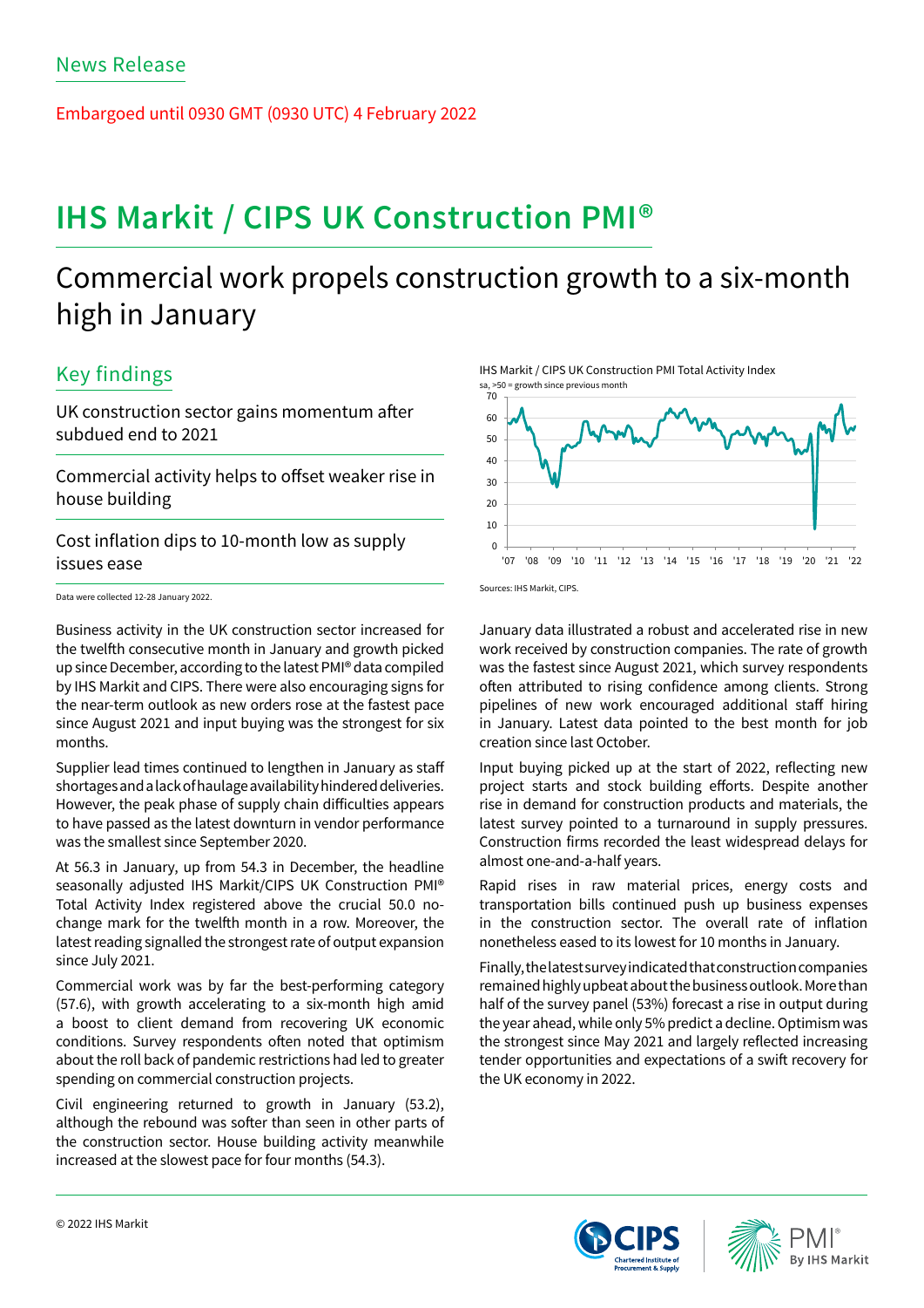News Release

Embargoed until 0930 GMT (0930 UTC) 4 February 2022

# IHS Markit / CIPS UK Construction PMI®

## Commercial work propels construction growth to a six-month high in January

### Key findings

UK construction sector gains momentum after subdued end to 2021

Commercial activity helps to offset weaker rise in house building

Cost inflation dips to 10-month low as supply issues ease

Data were collected 12-28 January 2022.

IHS Markit / CIPS UK Construction PMI Total Activity Index

sa, >50 = growth since previous month

Sources: IHS Markit, CIPS.

Business activity in the UK construction sector increased for the twelfth consecutive month in January and growth picked up since December, according to the latest PMI® data compiled by IHS Markit and CIPS. There were also encouraging signs for the near-term outlook as new orders rose at the fastest pace since August 2021 and input buying was the strongest for six months.

Supplier lead times continued to lengthen in January as staff shortages and a lack of haulage availability hindered deliveries. However, the peak phase of supply chain difficulties appears to have passed as the latest downturn in vendor performance was the smallest since September 2020.

At 56.3 in January, up from 54.3 in December, the headline seasonally adjusted IHS Markit/CIPS UK Construction PMI® Total Activity Index registered above the crucial 50.0 no-change mark for the twelfth month in a row. Moreover, the latest reading signalled the strongest rate of output expansion since July 2021.

Commercial work was by far the best-performing category (57.6), with growth accelerating to a six-month high amid a boost to client demand from recovering UK economic conditions. Survey respondents often noted that optimism about the roll back of pandemic restrictions had led to greater spending on commercial construction projects.

Civil engineering returned to growth in January (53.2), although the rebound was softer than seen in other parts of the construction sector. House building activity meanwhile increased at the slowest pace for four months (54.3).

January data illustrated a robust and accelerated rise in new work received by construction companies. The rate of growth was the fastest since August 2021, which survey respondents often attributed to rising confidence among clients. Strong pipelines of new work encouraged additional staff hiring in January. Latest data pointed to the best month for job creation since last October.

Input buying picked up at the start of 2022, reflecting new project starts and stock building efforts. Despite another rise in demand for construction products and materials, the latest survey pointed to a turnaround in supply pressures. Construction firms recorded the least widespread delays for almost one-and-a-half years.

Rapid rises in raw material prices, energy costs and transportation bills continued push up business expenses in the construction sector. The overall rate of inflation nonetheless eased to its lowest for 10 months in January.

Finally, the latest survey indicated that construction companies remained highly upbeat about the business outlook. More than half of the survey panel (53%) forecast a rise in output during the year ahead, while only 5% predict a decline. Optimism was the strongest since May 2021 and largely reflected increasing tender opportunities and expectations of a swift recovery for the UK economy in 2022.

© 2022 IHS Markit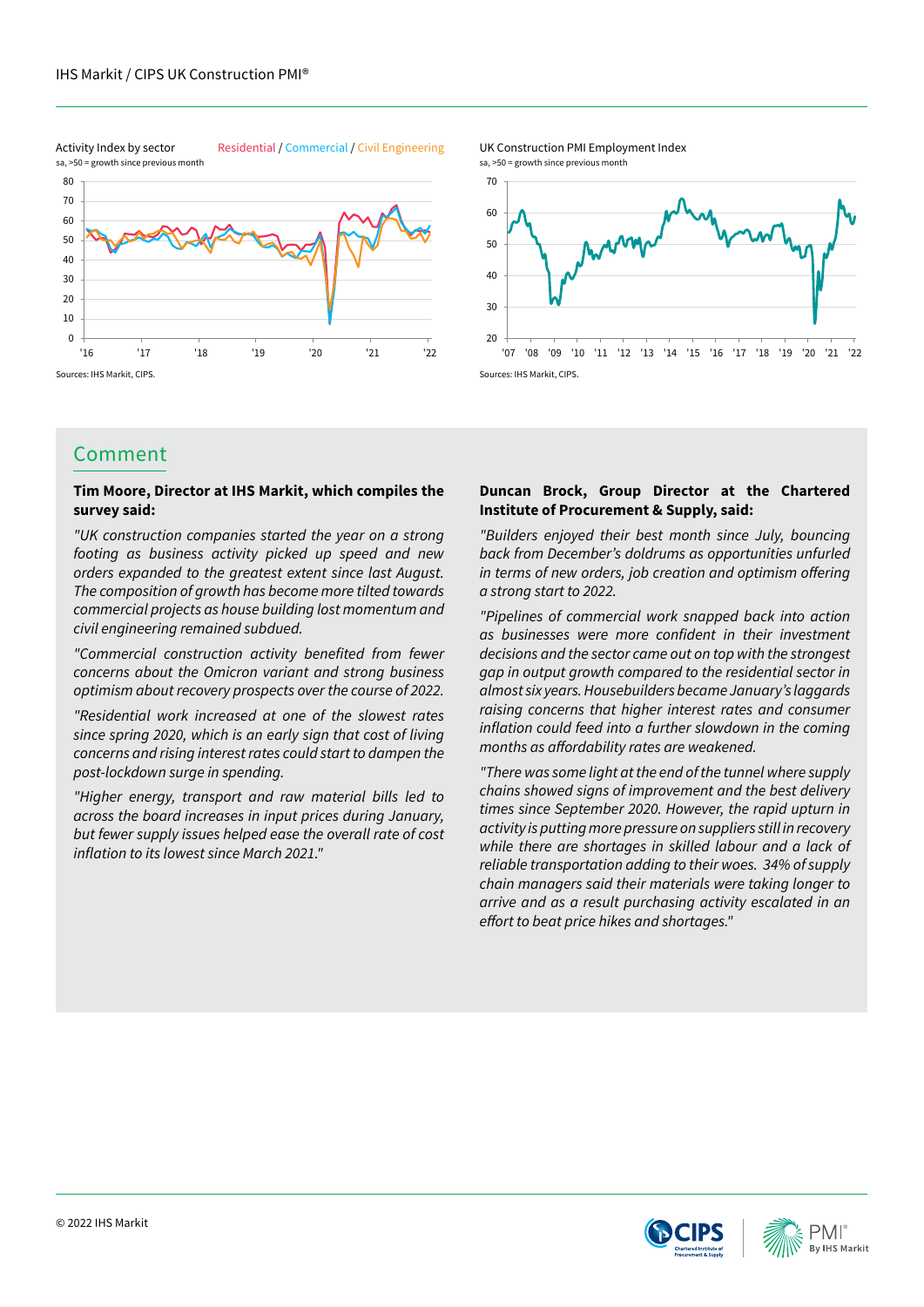Activity Index by sector

sa, >50 = growth since previous month

Residential / Commercial / Civil Engineering

Sources: IHS Markit, CIPS.

UK Construction PMI Employment Index

sa, >50 = growth since previous month

Sources: IHS Markit, CIPS.

## Comment

**Tim Moore, Director at IHS Markit, which compiles the survey said:**

*"UK construction companies started the year on a strong footing as business activity picked up speed and new orders expanded to the greatest extent since last August. The composition of growth has become more tilted towards commercial projects as house building lost momentum and civil engineering remained subdued.*

*"Commercial construction activity benefited from fewer concerns about the Omicron variant and strong business optimism about recovery prospects over the course of 2022.*

*"Residential work increased at one of the slowest rates since spring 2020, which is an early sign that cost of living concerns and rising interest rates could start to dampen the post-lockdown surge in spending.*

*"Higher energy, transport and raw material bills led to across the board increases in input prices during January, but fewer supply issues helped ease the overall rate of cost inflation to its lowest since March 2021."*

**Duncan Brock, Group Director at the Chartered Institute of Procurement & Supply, said:**

*"Builders enjoyed their best month since July, bouncing back from December's doldrums as opportunities unfurled in terms of new orders, job creation and optimism offering a strong start to 2022.*

*"Pipelines of commercial work snapped back into action as businesses were more confident in their investment decisions and the sector came out on top with the strongest gap in output growth compared to the residential sector in almost six years. Housebuilders became January's laggards raising concerns that higher interest rates and consumer inflation could feed into a further slowdown in the coming months as affordability rates are weakened.*

*"There was some light at the end of the tunnel where supply chains showed signs of improvement and the best delivery times since September 2020. However, the rapid upturn in activity is putting more pressure on suppliers still in recovery while there are shortages in skilled labour and a lack of reliable transportation adding to their woes. 34% of supply chain managers said their materials were taking longer to arrive and as a result purchasing activity escalated in an effort to beat price hikes and shortages."*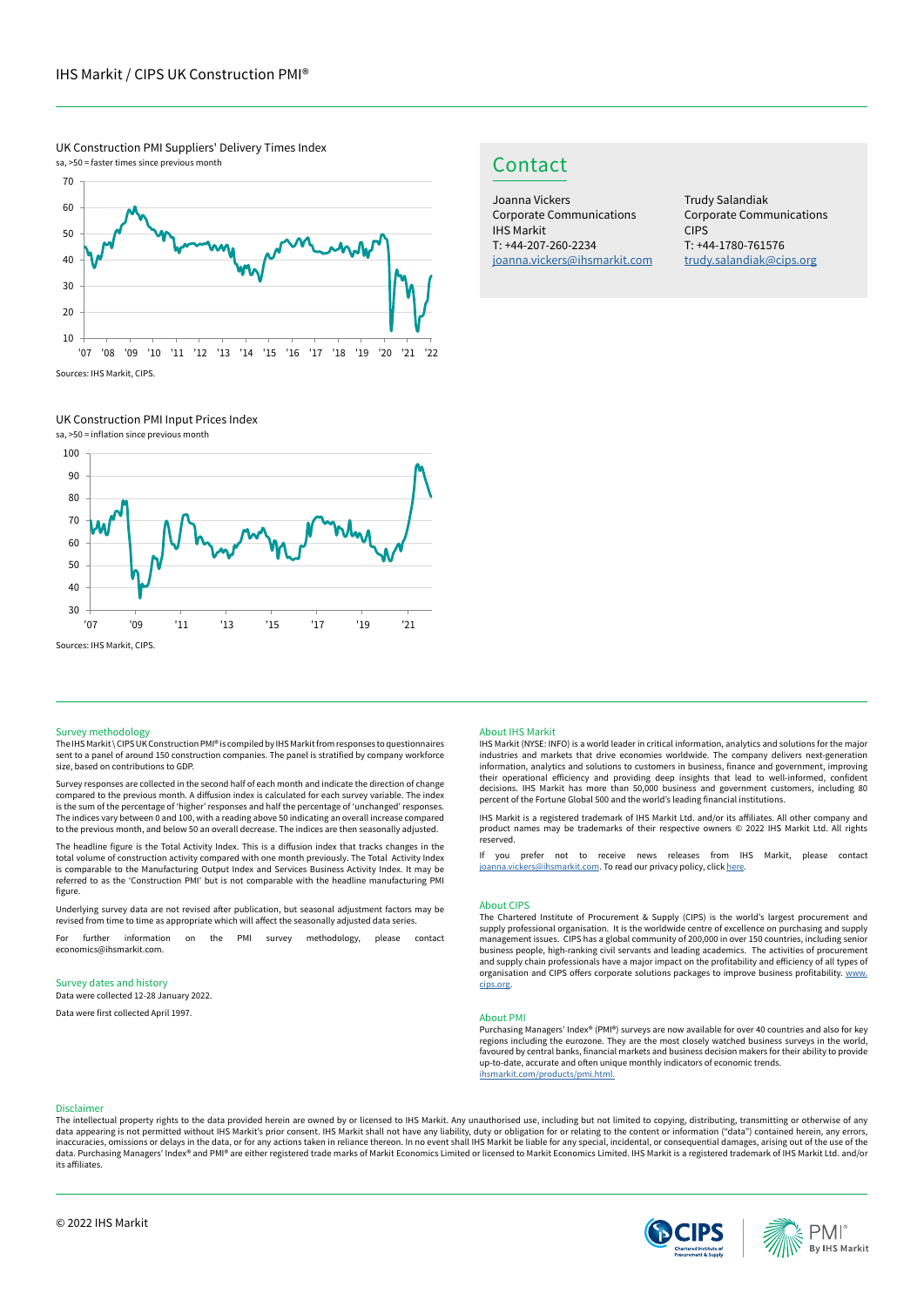## UK Construction PMI Suppliers' Delivery Times Index

sa, >50 = faster times since previous month

70
60
50
40
30
20
10

'07 '08 '09 '10 '11 '12 '13 '14 '15 '16 '17 '18 '19 '20 '21 '22

Sources: IHS Markit, CIPS.

## UK Construction PMI Input Prices Index

sa, >50 = inflation since previous month

100
90
80
70
60
50
40
30

'07 '09 '11 '13 '15 '17 '19 '21

Sources: IHS Markit, CIPS.

## Contact

Joanna Vickers
Corporate Communications
IHS Markit
T: +44-207-260-2234
joanna.vickers@ihsmarkit.com

Trudy Salandiak
Corporate Communications
CIPS
T: +44-1780-761576
trudy.salandiak@cips.org

### Survey methodology

The IHS Markit \ CIPS UK Construction PMI® is compiled by IHS Markit from responses to questionnaires sent to a panel of around 150 construction companies. The panel is stratified by company workforce size, based on contributions to GDP.

Survey responses are collected in the second half of each month and indicate the direction of change compared to the previous month. A diffusion index is calculated for each survey variable. The index is the sum of the percentage of 'higher' responses and half the percentage of 'unchanged' responses. The indices vary between 0 and 100, with a reading above 50 indicating an overall increase compared to the previous month, and below 50 an overall decrease. The indices are then seasonally adjusted.

The headline figure is the Total Activity Index. This is a diffusion index that tracks changes in the total volume of construction activity compared with one month previously. The Total Activity Index is comparable to the Manufacturing Output Index and Services Business Activity Index. It may be referred to as the 'Construction PMI' but is not comparable with the headline manufacturing PMI figure.

Underlying survey data are not revised after publication, but seasonal adjustment factors may be revised from time to time as appropriate which will affect the seasonally adjusted data series.

For further information on the PMI survey methodology, please contact economics@ihsmarkit.com.

### Survey dates and history

Data were collected 12-28 January 2022.

Data were first collected April 1997.

### About IHS Markit

IHS Markit (NYSE: INFO) is a world leader in critical information, analytics and solutions for the major industries and markets that drive economies worldwide. The company delivers next-generation information, analytics and solutions to customers in business, finance and government, improving their operational efficiency and providing deep insights that lead to well-informed, confident decisions. IHS Markit has more than 50,000 business and government customers, including 80 percent of the Fortune Global 500 and the world's leading financial institutions.

IHS Markit is a registered trademark of IHS Markit Ltd. and/or its affiliates. All other company and product names may be trademarks of their respective owners © 2022 IHS Markit Ltd. All rights reserved.

If you prefer not to receive news releases from IHS Markit, please contact joanna.vickers@ihsmarkit.com. To read our privacy policy, click here.

### About CIPS

The Chartered Institute of Procurement & Supply (CIPS) is the world's largest procurement and supply professional organisation. It is the worldwide centre of excellence on purchasing and supply management issues. CIPS has a global community of 200,000 in over 150 countries, including senior business people, high-ranking civil servants and leading academics. The activities of procurement and supply chain professionals have a major impact on the profitability and efficiency of all types of organisation and CIPS offers corporate solutions packages to improve business profitability. www.cips.org.

### About PMI

Purchasing Managers' Index® (PMI®) surveys are now available for over 40 countries and also for key regions including the eurozone. They are the most closely watched business surveys in the world, favoured by central banks, financial markets and business decision makers for their ability to provide up-to-date, accurate and often unique monthly indicators of economic trends. ihsmarkit.com/products/pmi.html.

### Disclaimer

The intellectual property rights to the data provided herein are owned by or licensed to IHS Markit. Any unauthorised use, including but not limited to copying, distributing, transmitting or otherwise of any data appearing is not permitted without IHS Markit's prior consent. IHS Markit shall not have any liability, duty or obligation for or relating to the content or information ("data") contained herein, any errors, inaccuracies, omissions or delays in the data, or for any actions taken in reliance thereon. In no event shall IHS Markit be liable for any special, incidental, or consequential damages, arising out of the use of the data. Purchasing Managers' Index® and PMI® are either registered trade marks of Markit Economics Limited or licensed to Markit Economics Limited. IHS Markit is a registered trademark of IHS Markit Ltd. and/or its affiliates.

© 2022 IHS Markit